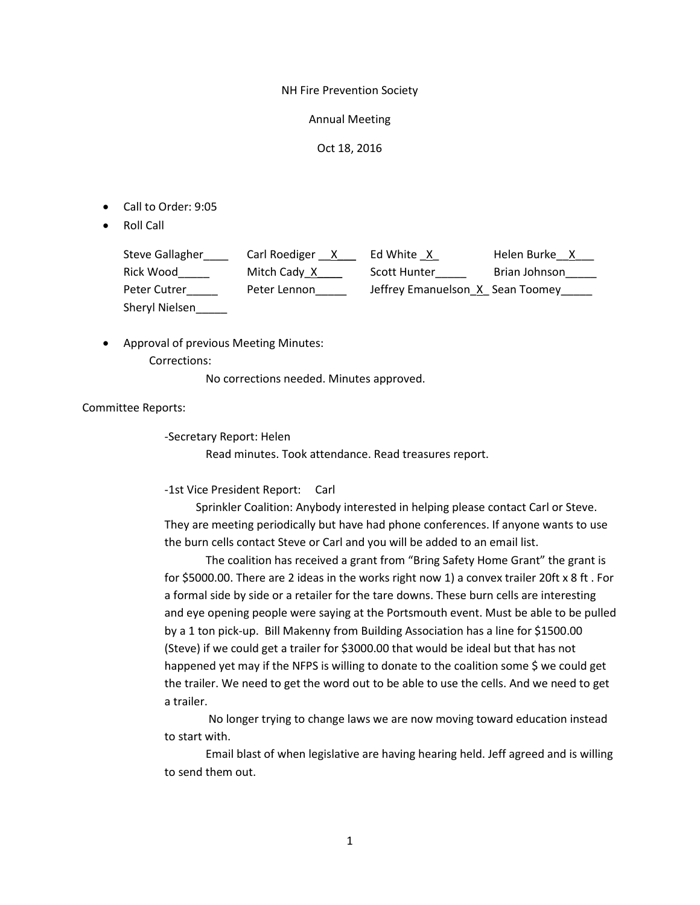NH Fire Prevention Society

Annual Meeting

Oct 18, 2016

- Call to Order: 9:05
- Roll Call

| | | | |
|---|---|---|---|
| Steve Gallagher____ | Carl Roediger __X___ | Ed White _X_ | Helen Burke__X___ |
| Rick Wood_____ | Mitch Cady_X____ | Scott Hunter_____ | Brian Johnson_____ |
| Peter Cutrer_____ | Peter Lennon_____ | Jeffrey Emanuelson_X_ | Sean Toomey_____ |
| Sheryl Nielsen_____ | | | |

- Approval of previous Meeting Minutes:

  Corrections:

  No corrections needed. Minutes approved.

Committee Reports:

-Secretary Report: Helen

Read minutes. Took attendance. Read treasures report.

-1st Vice President Report: Carl

Sprinkler Coalition: Anybody interested in helping please contact Carl or Steve. They are meeting periodically but have had phone conferences. If anyone wants to use the burn cells contact Steve or Carl and you will be added to an email list.

The coalition has received a grant from "Bring Safety Home Grant" the grant is for $5000.00. There are 2 ideas in the works right now 1) a convex trailer 20ft x 8 ft . For a formal side by side or a retailer for the tare downs. These burn cells are interesting and eye opening people were saying at the Portsmouth event. Must be able to be pulled by a 1 ton pick-up. Bill Makenny from Building Association has a line for $1500.00 (Steve) if we could get a trailer for $3000.00 that would be ideal but that has not happened yet may if the NFPS is willing to donate to the coalition some $ we could get the trailer. We need to get the word out to be able to use the cells. And we need to get a trailer.

No longer trying to change laws we are now moving toward education instead to start with.

Email blast of when legislative are having hearing held. Jeff agreed and is willing to send them out.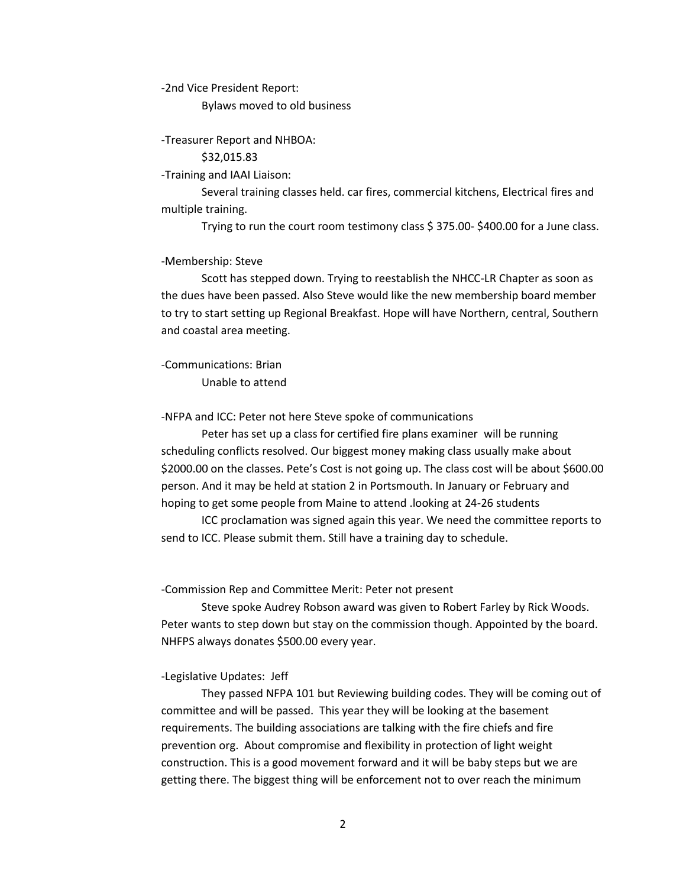-2nd Vice President Report:

Bylaws moved to old business

-Treasurer Report and NHBOA:

$32,015.83

-Training and IAAI Liaison:

Several training classes held. car fires, commercial kitchens, Electrical fires and multiple training.

Trying to run the court room testimony class $ 375.00- $400.00 for a June class.

-Membership: Steve

Scott has stepped down. Trying to reestablish the NHCC-LR Chapter as soon as the dues have been passed. Also Steve would like the new membership board member to try to start setting up Regional Breakfast. Hope will have Northern, central, Southern and coastal area meeting.

-Communications: Brian

Unable to attend

-NFPA and ICC: Peter not here Steve spoke of communications

Peter has set up a class for certified fire plans examiner will be running scheduling conflicts resolved. Our biggest money making class usually make about $2000.00 on the classes. Pete's Cost is not going up. The class cost will be about $600.00 person. And it may be held at station 2 in Portsmouth. In January or February and hoping to get some people from Maine to attend .looking at 24-26 students

ICC proclamation was signed again this year. We need the committee reports to send to ICC. Please submit them. Still have a training day to schedule.

-Commission Rep and Committee Merit: Peter not present

Steve spoke Audrey Robson award was given to Robert Farley by Rick Woods. Peter wants to step down but stay on the commission though. Appointed by the board. NHFPS always donates $500.00 every year.

-Legislative Updates: Jeff

They passed NFPA 101 but Reviewing building codes. They will be coming out of committee and will be passed. This year they will be looking at the basement requirements. The building associations are talking with the fire chiefs and fire prevention org. About compromise and flexibility in protection of light weight construction. This is a good movement forward and it will be baby steps but we are getting there. The biggest thing will be enforcement not to over reach the minimum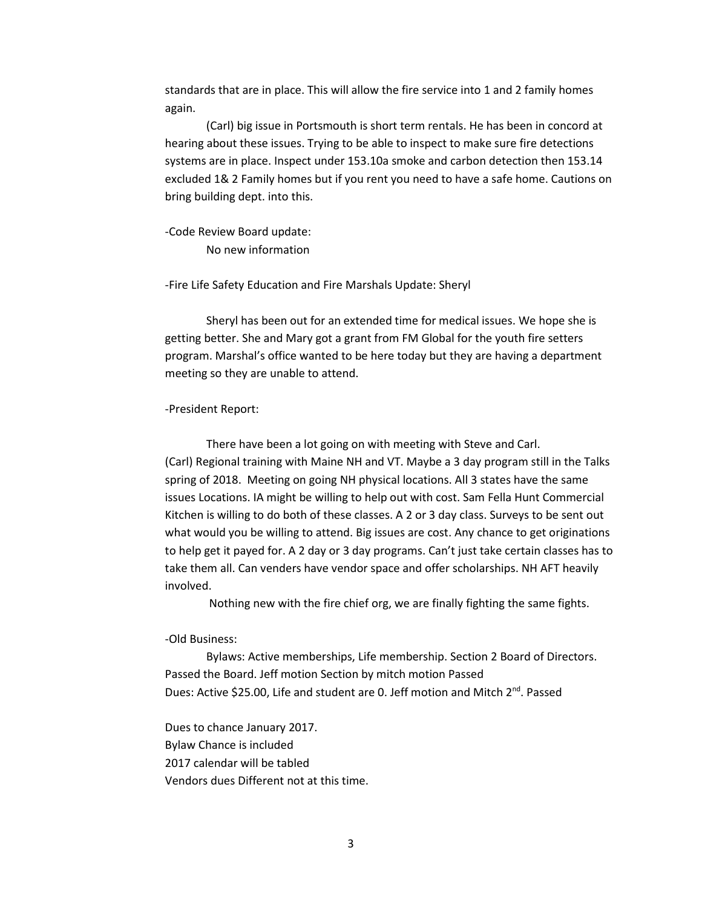standards that are in place. This will allow the fire service into 1 and 2 family homes again.

(Carl) big issue in Portsmouth is short term rentals. He has been in concord at hearing about these issues. Trying to be able to inspect to make sure fire detections systems are in place. Inspect under 153.10a smoke and carbon detection then 153.14 excluded 1& 2 Family homes but if you rent you need to have a safe home. Cautions on bring building dept. into this.

-Code Review Board update:

No new information

-Fire Life Safety Education and Fire Marshals Update: Sheryl

Sheryl has been out for an extended time for medical issues. We hope she is getting better. She and Mary got a grant from FM Global for the youth fire setters program. Marshal's office wanted to be here today but they are having a department meeting so they are unable to attend.

-President Report:

There have been a lot going on with meeting with Steve and Carl.
(Carl) Regional training with Maine NH and VT. Maybe a 3 day program still in the Talks spring of 2018. Meeting on going NH physical locations. All 3 states have the same issues Locations. IA might be willing to help out with cost. Sam Fella Hunt Commercial Kitchen is willing to do both of these classes. A 2 or 3 day class. Surveys to be sent out what would you be willing to attend. Big issues are cost. Any chance to get originations to help get it payed for. A 2 day or 3 day programs. Can't just take certain classes has to take them all. Can venders have vendor space and offer scholarships. NH AFT heavily involved.

Nothing new with the fire chief org, we are finally fighting the same fights.

-Old Business:

Bylaws: Active memberships, Life membership. Section 2 Board of Directors. Passed the Board. Jeff motion Section by mitch motion Passed
Dues: Active $25.00, Life and student are 0. Jeff motion and Mitch 2nd. Passed

Dues to chance January 2017.
Bylaw Chance is included
2017 calendar will be tabled
Vendors dues Different not at this time.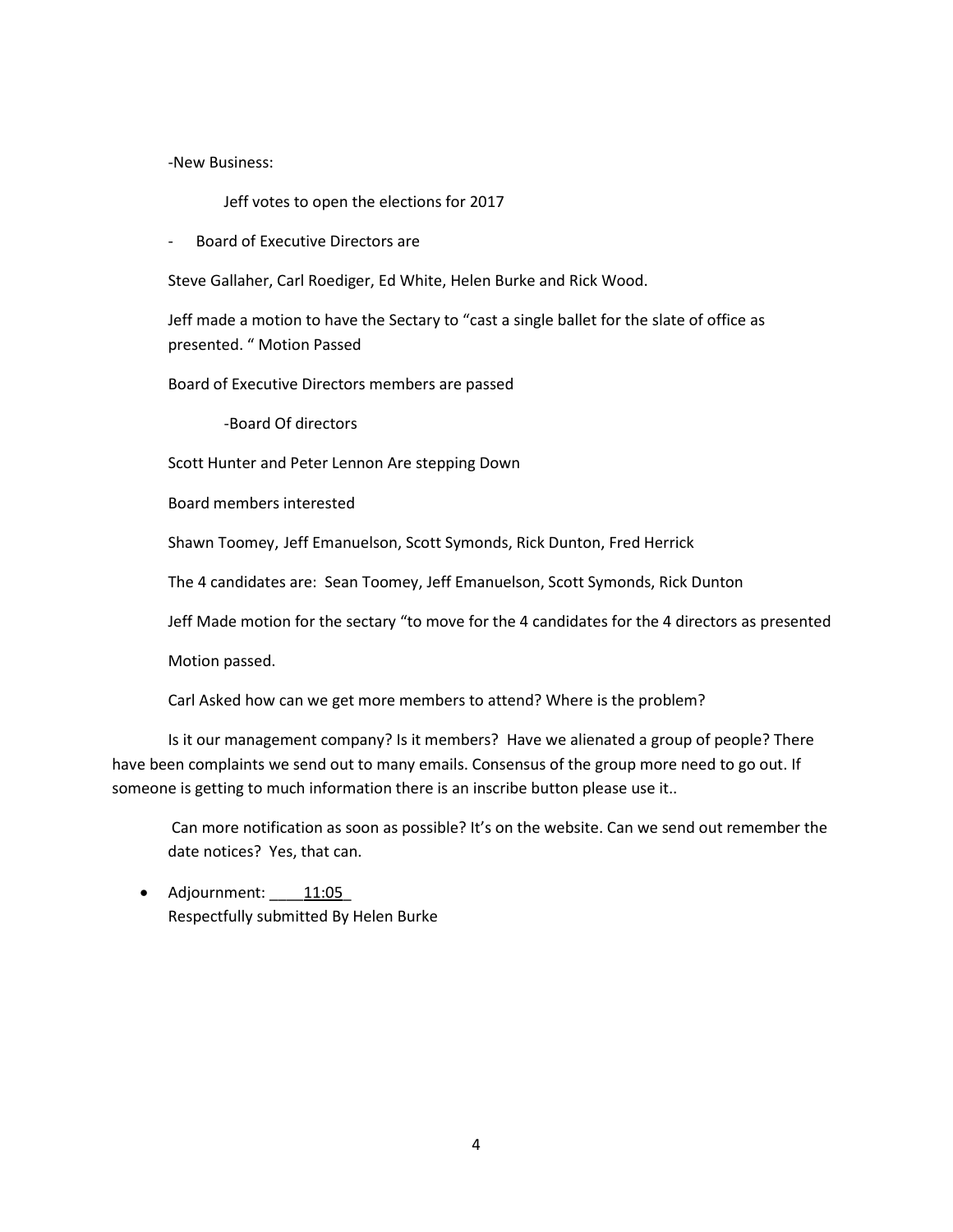-New Business:

Jeff votes to open the elections for 2017

- Board of Executive Directors are

Steve Gallaher, Carl Roediger, Ed White, Helen Burke and Rick Wood.

Jeff made a motion to have the Sectary to "cast a single ballet for the slate of office as presented. " Motion Passed

Board of Executive Directors members are passed

-Board Of directors

Scott Hunter and Peter Lennon Are stepping Down

Board members interested

Shawn Toomey, Jeff Emanuelson, Scott Symonds, Rick Dunton, Fred Herrick

The 4 candidates are: Sean Toomey, Jeff Emanuelson, Scott Symonds, Rick Dunton

Jeff Made motion for the sectary "to move for the 4 candidates for the 4 directors as presented

Motion passed.

Carl Asked how can we get more members to attend? Where is the problem?

Is it our management company? Is it members? Have we alienated a group of people? There have been complaints we send out to many emails. Consensus of the group more need to go out. If someone is getting to much information there is an inscribe button please use it..

Can more notification as soon as possible? It's on the website. Can we send out remember the date notices? Yes, that can.

- Adjournment: ____11:05_
  Respectfully submitted By Helen Burke